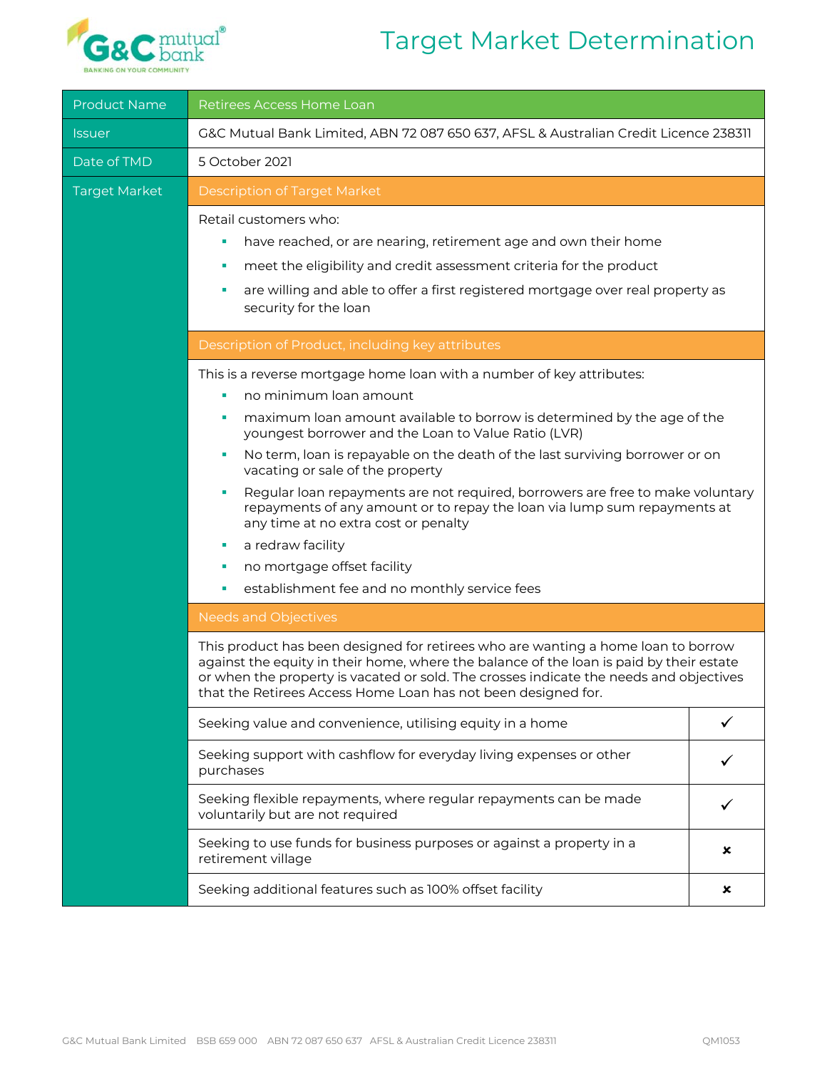# Target Market Determination

| Product Name | Retirees Access Home Loan |
|---|---|
| Issuer | G&C Mutual Bank Limited, ABN 72 087 650 637, AFSL & Australian Credit Licence 238311 |
| Date of TMD | 5 October 2021 |

## Target Market

### Description of Target Market

Retail customers who:

- have reached, or are nearing, retirement age and own their home
- meet the eligibility and credit assessment criteria for the product
- are willing and able to offer a first registered mortgage over real property as security for the loan

### Description of Product, including key attributes

This is a reverse mortgage home loan with a number of key attributes:

- no minimum loan amount
- maximum loan amount available to borrow is determined by the age of the youngest borrower and the Loan to Value Ratio (LVR)
- No term, loan is repayable on the death of the last surviving borrower or on vacating or sale of the property
- Regular loan repayments are not required, borrowers are free to make voluntary repayments of any amount or to repay the loan via lump sum repayments at any time at no extra cost or penalty
- a redraw facility
- no mortgage offset facility
- establishment fee and no monthly service fees

### Needs and Objectives

This product has been designed for retirees who are wanting a home loan to borrow against the equity in their home, where the balance of the loan is paid by their estate or when the property is vacated or sold. The crosses indicate the needs and objectives that the Retirees Access Home Loan has not been designed for.

| Need / Objective | |
|---|---|
| Seeking value and convenience, utilising equity in a home | ✓ |
| Seeking support with cashflow for everyday living expenses or other purchases | ✓ |
| Seeking flexible repayments, where regular repayments can be made voluntarily but are not required | ✓ |
| Seeking to use funds for business purposes or against a property in a retirement village | ✗ |
| Seeking additional features such as 100% offset facility | ✗ |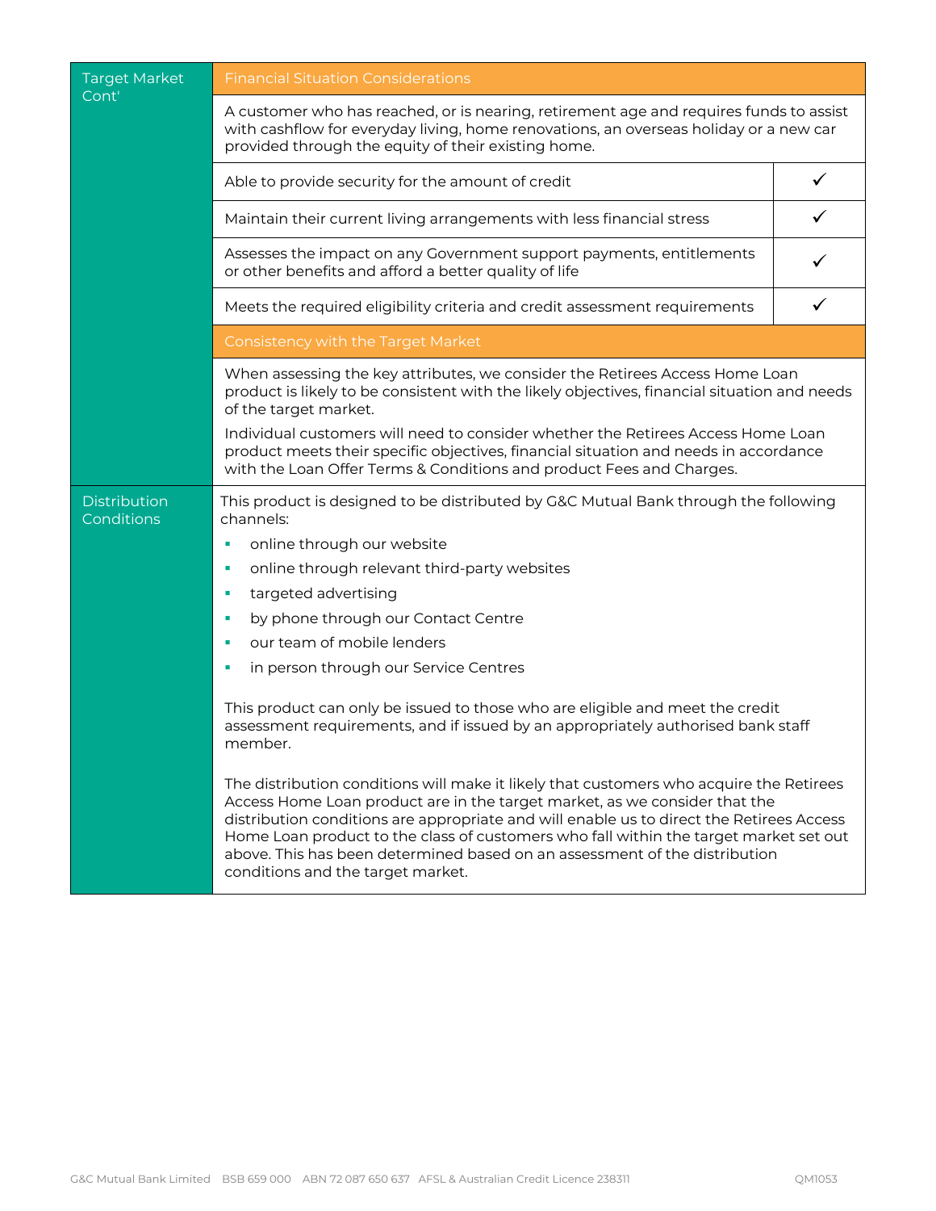| Target Market Cont' | Financial Situation Considerations | |
|---|---|---|
| | A customer who has reached, or is nearing, retirement age and requires funds to assist with cashflow for everyday living, home renovations, an overseas holiday or a new car provided through the equity of their existing home. | |
| | Able to provide security for the amount of credit | ✓ |
| | Maintain their current living arrangements with less financial stress | ✓ |
| | Assesses the impact on any Government support payments, entitlements or other benefits and afford a better quality of life | ✓ |
| | Meets the required eligibility criteria and credit assessment requirements | ✓ |
| | **Consistency with the Target Market** | |
| | When assessing the key attributes, we consider the Retirees Access Home Loan product is likely to be consistent with the likely objectives, financial situation and needs of the target market. Individual customers will need to consider whether the Retirees Access Home Loan product meets their specific objectives, financial situation and needs in accordance with the Loan Offer Terms & Conditions and product Fees and Charges. | |
| Distribution Conditions | This product is designed to be distributed by G&C Mutual Bank through the following channels: <br>• online through our website <br>• online through relevant third-party websites <br>• targeted advertising <br>• by phone through our Contact Centre <br>• our team of mobile lenders <br>• in person through our Service Centres <br><br>This product can only be issued to those who are eligible and meet the credit assessment requirements, and if issued by an appropriately authorised bank staff member. <br><br>The distribution conditions will make it likely that customers who acquire the Retirees Access Home Loan product are in the target market, as we consider that the distribution conditions are appropriate and will enable us to direct the Retirees Access Home Loan product to the class of customers who fall within the target market set out above. This has been determined based on an assessment of the distribution conditions and the target market. | |

G&C Mutual Bank Limited BSB 659 000 ABN 72 087 650 637 AFSL & Australian Credit Licence 238311 QM1053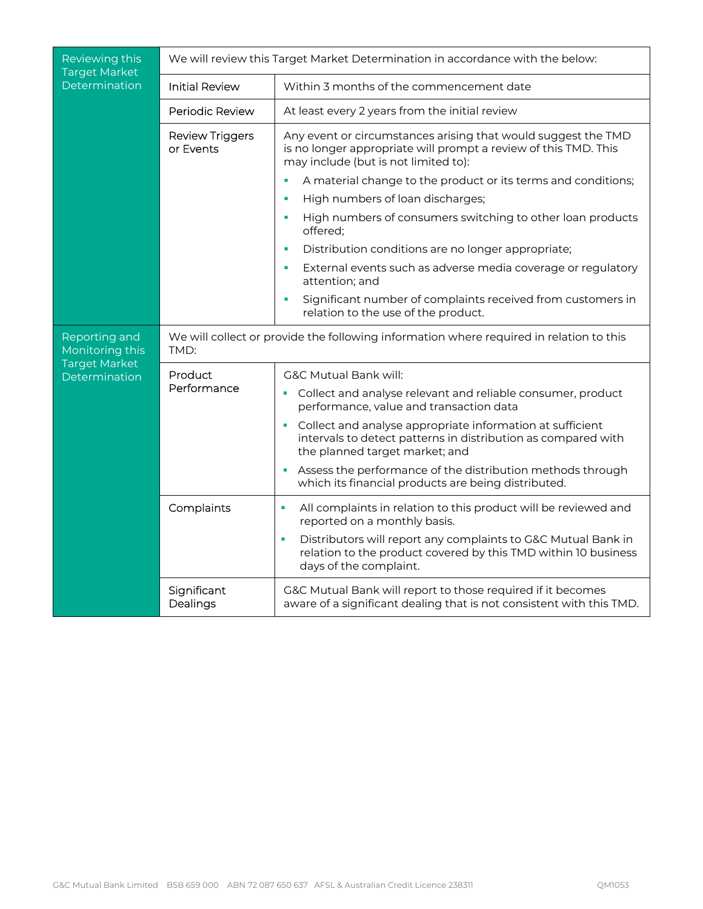| | | |
|---|---|---|
| Reviewing this Target Market Determination | We will review this Target Market Determination in accordance with the below: | |
| | Initial Review | Within 3 months of the commencement date |
| | Periodic Review | At least every 2 years from the initial review |
| | Review Triggers or Events | Any event or circumstances arising that would suggest the TMD is no longer appropriate will prompt a review of this TMD. This may include (but is not limited to):<br>▪ A material change to the product or its terms and conditions;<br>▪ High numbers of loan discharges;<br>▪ High numbers of consumers switching to other loan products offered;<br>▪ Distribution conditions are no longer appropriate;<br>▪ External events such as adverse media coverage or regulatory attention; and<br>▪ Significant number of complaints received from customers in relation to the use of the product. |
| Reporting and Monitoring this Target Market Determination | We will collect or provide the following information where required in relation to this TMD: | |
| | Product Performance | G&C Mutual Bank will:<br>▪ Collect and analyse relevant and reliable consumer, product performance, value and transaction data<br>▪ Collect and analyse appropriate information at sufficient intervals to detect patterns in distribution as compared with the planned target market; and<br>▪ Assess the performance of the distribution methods through which its financial products are being distributed. |
| | Complaints | ▪ All complaints in relation to this product will be reviewed and reported on a monthly basis.<br>▪ Distributors will report any complaints to G&C Mutual Bank in relation to the product covered by this TMD within 10 business days of the complaint. |
| | Significant Dealings | G&C Mutual Bank will report to those required if it becomes aware of a significant dealing that is not consistent with this TMD. |

G&C Mutual Bank Limited BSB 659 000 ABN 72 087 650 637 AFSL & Australian Credit Licence 238311 QM1053